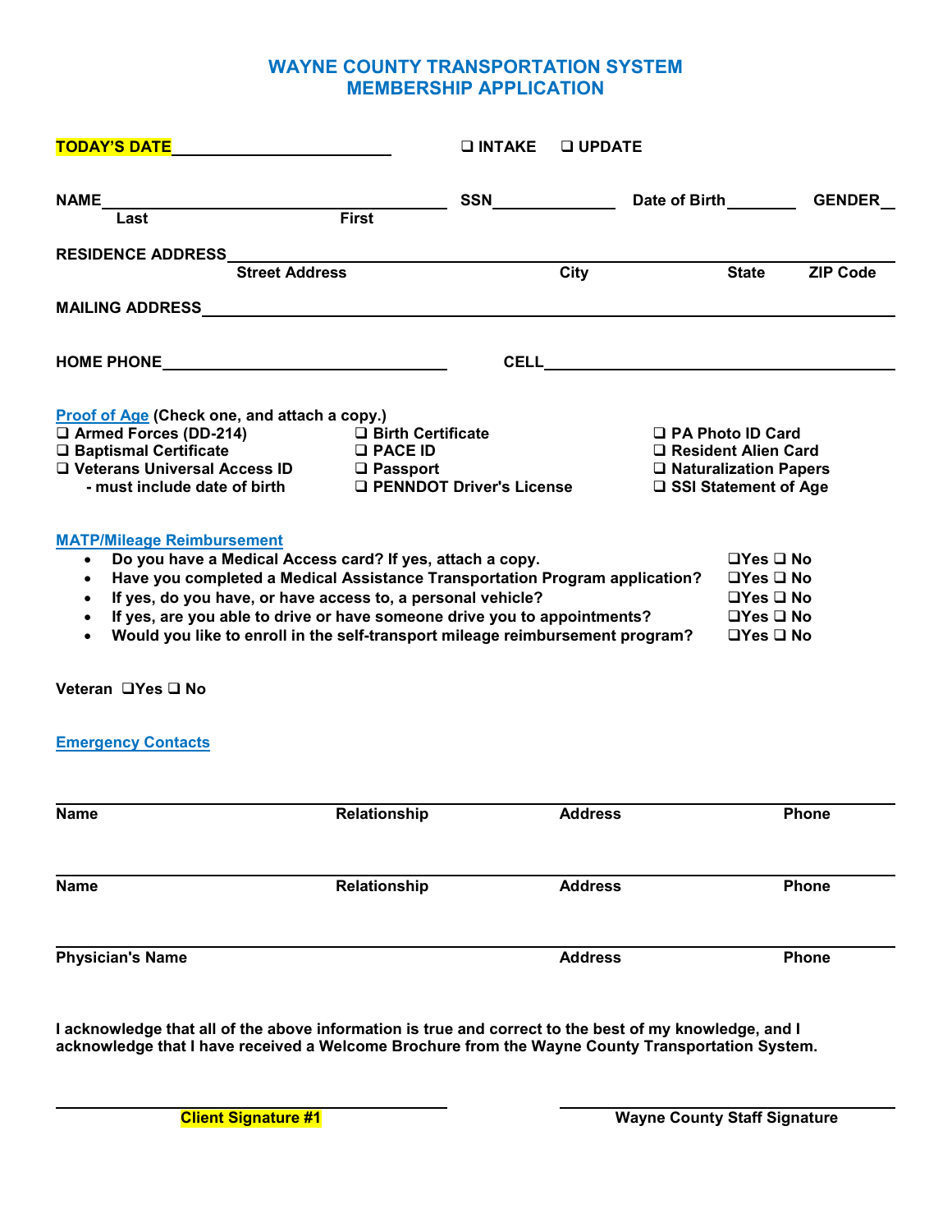# WAYNE COUNTY TRANSPORTATION SYSTEM
## MEMBERSHIP APPLICATION

**TODAY'S DATE**\_\_\_\_\_\_\_\_\_\_\_\_\_\_\_\_\_\_\_\_\_\_\_\_ ❑ **INTAKE** ❑ **UPDATE**

**NAME**\_\_\_\_\_\_\_\_\_\_\_\_\_\_\_\_\_\_\_\_\_\_\_\_\_\_\_\_\_\_\_\_\_\_\_\_\_\_\_\_ **SSN**\_\_\_\_\_\_\_\_\_\_\_\_\_\_ **Date of Birth**\_\_\_\_\_\_\_\_ **GENDER**\_\_
**Last** **First**

**RESIDENCE ADDRESS**\_\_\_\_\_\_\_\_\_\_\_\_\_\_\_\_\_\_\_\_\_\_\_\_\_\_\_\_\_\_\_\_\_\_\_\_\_\_\_\_\_\_\_\_\_\_\_\_\_\_\_\_\_\_\_\_\_\_\_\_\_\_\_\_\_\_\_\_\_\_\_
**Street Address** **City** **State** **ZIP Code**

**MAILING ADDRESS**\_\_\_\_\_\_\_\_\_\_\_\_\_\_\_\_\_\_\_\_\_\_\_\_\_\_\_\_\_\_\_\_\_\_\_\_\_\_\_\_\_\_\_\_\_\_\_\_\_\_\_\_\_\_\_\_\_\_\_\_\_\_\_\_\_\_\_\_\_\_\_\_\_

**HOME PHONE**\_\_\_\_\_\_\_\_\_\_\_\_\_\_\_\_\_\_\_\_\_\_\_\_\_\_\_\_\_\_\_\_\_\_ **CELL**\_\_\_\_\_\_\_\_\_\_\_\_\_\_\_\_\_\_\_\_\_\_\_\_\_\_\_\_\_\_\_\_\_\_\_\_\_\_\_\_\_

**Proof of Age (Check one, and attach a copy.)**

- ❑ **Armed Forces (DD-214)**
- ❑ **Baptismal Certificate**
- ❑ **Veterans Universal Access ID - must include date of birth**
- ❑ **Birth Certificate**
- ❑ **PACE ID**
- ❑ **Passport**
- ❑ **PENNDOT Driver's License**
- ❑ **PA Photo ID Card**
- ❑ **Resident Alien Card**
- ❑ **Naturalization Papers**
- ❑ **SSI Statement of Age**

**MATP/Mileage Reimbursement**

- **Do you have a Medical Access card? If yes, attach a copy.** ❑**Yes** ❑ **No**
- **Have you completed a Medical Assistance Transportation Program application?** ❑**Yes** ❑ **No**
- **If yes, do you have, or have access to, a personal vehicle?** ❑**Yes** ❑ **No**
- **If yes, are you able to drive or have someone drive you to appointments?** ❑**Yes** ❑ **No**
- **Would you like to enroll in the self-transport mileage reimbursement program?** ❑**Yes** ❑ **No**

**Veteran** ❑**Yes** ❑ **No**

**Emergency Contacts**

\_\_\_\_\_\_\_\_\_\_\_\_\_\_\_\_\_\_\_\_\_\_\_\_\_\_\_\_\_\_\_\_\_\_\_\_\_\_\_\_\_\_\_\_\_\_\_\_\_\_\_\_\_\_\_\_\_\_\_\_\_\_\_\_\_\_\_\_\_\_\_\_\_\_\_\_\_\_\_\_\_\_\_\_\_\_\_\_\_\_
**Name** **Relationship** **Address** **Phone**

\_\_\_\_\_\_\_\_\_\_\_\_\_\_\_\_\_\_\_\_\_\_\_\_\_\_\_\_\_\_\_\_\_\_\_\_\_\_\_\_\_\_\_\_\_\_\_\_\_\_\_\_\_\_\_\_\_\_\_\_\_\_\_\_\_\_\_\_\_\_\_\_\_\_\_\_\_\_\_\_\_\_\_\_\_\_\_\_\_\_
**Name** **Relationship** **Address** **Phone**

\_\_\_\_\_\_\_\_\_\_\_\_\_\_\_\_\_\_\_\_\_\_\_\_\_\_\_\_\_\_\_\_\_\_\_\_\_\_\_\_\_\_\_\_\_\_\_\_\_\_\_\_\_\_\_\_\_\_\_\_\_\_\_\_\_\_\_\_\_\_\_\_\_\_\_\_\_\_\_\_\_\_\_\_\_\_\_\_\_\_
**Physician's Name** **Address** **Phone**

**I acknowledge that all of the above information is true and correct to the best of my knowledge, and I acknowledge that I have received a Welcome Brochure from the Wayne County Transportation System.**

\_\_\_\_\_\_\_\_\_\_\_\_\_\_\_\_\_\_\_\_\_\_\_\_\_\_\_\_\_\_\_\_\_\_\_\_\_\_\_\_\_\_\_\_ \_\_\_\_\_\_\_\_\_\_\_\_\_\_\_\_\_\_\_\_\_\_\_\_\_\_\_\_\_\_\_\_\_\_\_\_\_\_\_\_
**Client Signature #1** **Wayne County Staff Signature**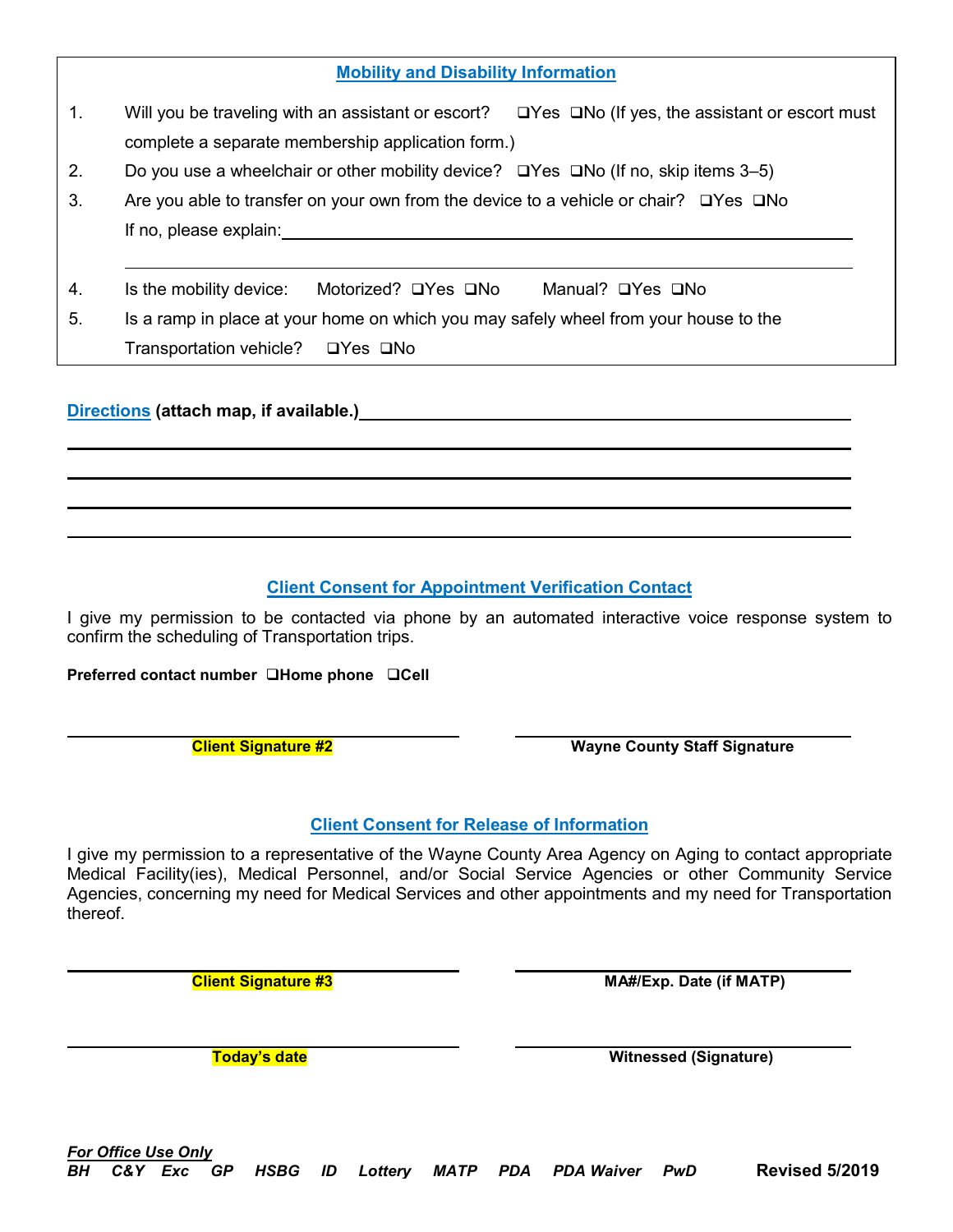## Mobility and Disability Information

1. Will you be traveling with an assistant or escort? ❑Yes ❑No (If yes, the assistant or escort must complete a separate membership application form.)
2. Do you use a wheelchair or other mobility device? ❑Yes ❑No (If no, skip items 3–5)
3. Are you able to transfer on your own from the device to a vehicle or chair? ❑Yes ❑No
   If no, please explain:\_\_\_\_\_\_\_\_\_\_\_\_\_\_\_\_\_\_\_\_\_\_\_\_\_\_\_\_\_\_\_\_\_\_\_\_\_\_\_\_
   \_\_\_\_\_\_\_\_\_\_\_\_\_\_\_\_\_\_\_\_\_\_\_\_\_\_\_\_\_\_\_\_\_\_\_\_\_\_\_\_\_\_\_\_\_\_\_\_\_\_\_\_\_\_\_\_
4. Is the mobility device: Motorized? ❑Yes ❑No Manual? ❑Yes ❑No
5. Is a ramp in place at your home on which you may safely wheel from your house to the Transportation vehicle? ❑Yes ❑No

**Directions (attach map, if available.)**\_\_\_\_\_\_\_\_\_\_\_\_\_\_\_\_\_\_\_\_\_\_\_\_\_\_\_\_\_\_\_\_\_\_\_\_\_\_\_\_

\_\_\_\_\_\_\_\_\_\_\_\_\_\_\_\_\_\_\_\_\_\_\_\_\_\_\_\_\_\_\_\_\_\_\_\_\_\_\_\_\_\_\_\_\_\_\_\_\_\_\_\_\_\_\_\_\_\_\_\_

\_\_\_\_\_\_\_\_\_\_\_\_\_\_\_\_\_\_\_\_\_\_\_\_\_\_\_\_\_\_\_\_\_\_\_\_\_\_\_\_\_\_\_\_\_\_\_\_\_\_\_\_\_\_\_\_\_\_\_\_

\_\_\_\_\_\_\_\_\_\_\_\_\_\_\_\_\_\_\_\_\_\_\_\_\_\_\_\_\_\_\_\_\_\_\_\_\_\_\_\_\_\_\_\_\_\_\_\_\_\_\_\_\_\_\_\_\_\_\_\_

\_\_\_\_\_\_\_\_\_\_\_\_\_\_\_\_\_\_\_\_\_\_\_\_\_\_\_\_\_\_\_\_\_\_\_\_\_\_\_\_\_\_\_\_\_\_\_\_\_\_\_\_\_\_\_\_\_\_\_\_

## Client Consent for Appointment Verification Contact

I give my permission to be contacted via phone by an automated interactive voice response system to confirm the scheduling of Transportation trips.

**Preferred contact number ❑Home phone ❑Cell**

\_\_\_\_\_\_\_\_\_\_\_\_\_\_\_\_\_\_\_\_\_\_\_\_\_\_\_\_ \_\_\_\_\_\_\_\_\_\_\_\_\_\_\_\_\_\_\_\_\_\_\_\_\_\_\_\_
**Client Signature #2** **Wayne County Staff Signature**

## Client Consent for Release of Information

I give my permission to a representative of the Wayne County Area Agency on Aging to contact appropriate Medical Facility(ies), Medical Personnel, and/or Social Service Agencies or other Community Service Agencies, concerning my need for Medical Services and other appointments and my need for Transportation thereof.

\_\_\_\_\_\_\_\_\_\_\_\_\_\_\_\_\_\_\_\_\_\_\_\_\_\_\_\_ \_\_\_\_\_\_\_\_\_\_\_\_\_\_\_\_\_\_\_\_\_\_\_\_\_\_\_\_
**Client Signature #3** **MA#/Exp. Date (if MATP)**

\_\_\_\_\_\_\_\_\_\_\_\_\_\_\_\_\_\_\_\_\_\_\_\_\_\_\_\_ \_\_\_\_\_\_\_\_\_\_\_\_\_\_\_\_\_\_\_\_\_\_\_\_\_\_\_\_
**Today's date** **Witnessed (Signature)**

***For Office Use Only***
***BH C&Y Exc GP HSBG ID Lottery MATP PDA PDA Waiver PwD*** **Revised 5/2019**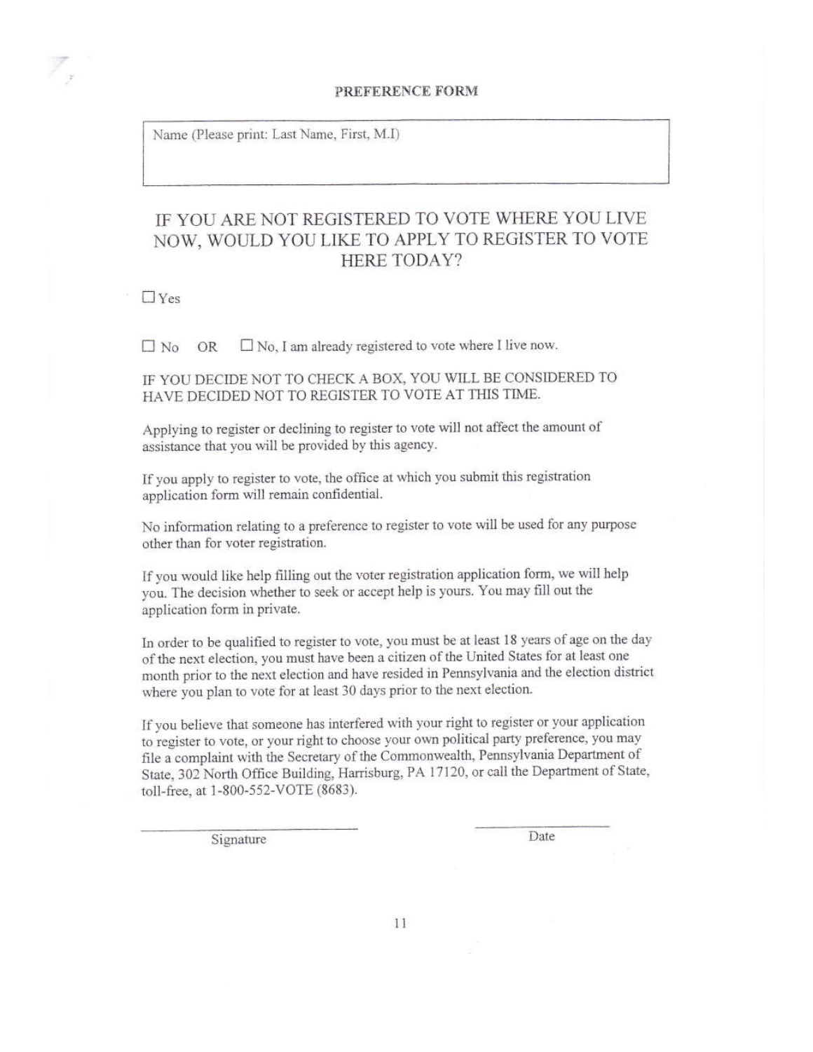# PREFERENCE FORM

Name (Please print: Last Name, First, M.I)

## IF YOU ARE NOT REGISTERED TO VOTE WHERE YOU LIVE NOW, WOULD YOU LIKE TO APPLY TO REGISTER TO VOTE HERE TODAY?

☐ Yes

☐ No OR ☐ No, I am already registered to vote where I live now.

IF YOU DECIDE NOT TO CHECK A BOX, YOU WILL BE CONSIDERED TO HAVE DECIDED NOT TO REGISTER TO VOTE AT THIS TIME.

Applying to register or declining to register to vote will not affect the amount of assistance that you will be provided by this agency.

If you apply to register to vote, the office at which you submit this registration application form will remain confidential.

No information relating to a preference to register to vote will be used for any purpose other than for voter registration.

If you would like help filling out the voter registration application form, we will help you. The decision whether to seek or accept help is yours. You may fill out the application form in private.

In order to be qualified to register to vote, you must be at least 18 years of age on the day of the next election, you must have been a citizen of the United States for at least one month prior to the next election and have resided in Pennsylvania and the election district where you plan to vote for at least 30 days prior to the next election.

If you believe that someone has interfered with your right to register or your application to register to vote, or your right to choose your own political party preference, you may file a complaint with the Secretary of the Commonwealth, Pennsylvania Department of State, 302 North Office Building, Harrisburg, PA 17120, or call the Department of State, toll-free, at 1-800-552-VOTE (8683).

\_\_\_\_\_\_\_\_\_\_\_\_\_\_\_\_\_\_\_\_\_\_\_\_\_\_\_\_ \_\_\_\_\_\_\_\_\_\_\_\_\_\_\_\_\_\_

Signature Date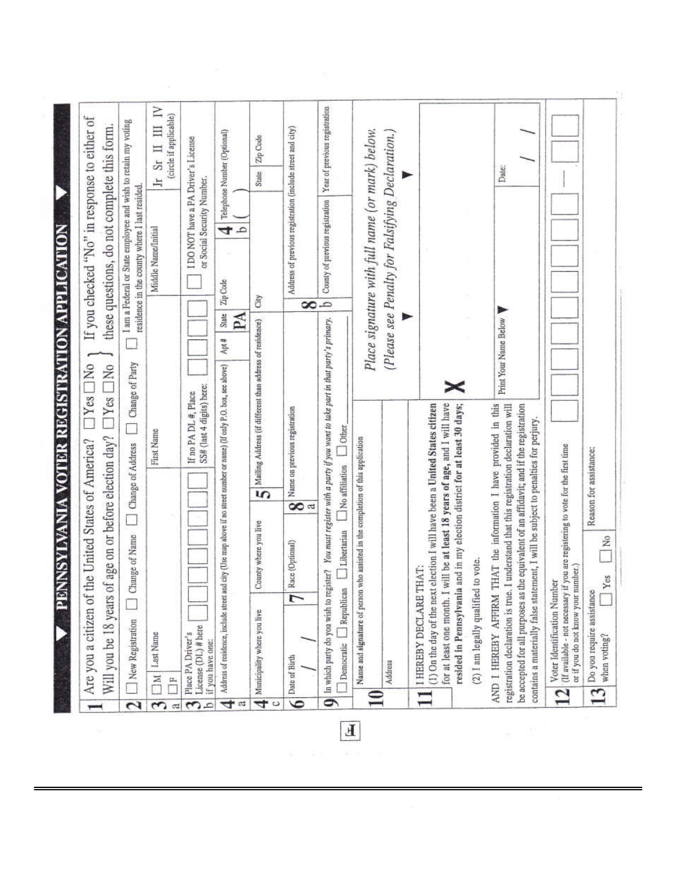# PENNSYLVANIA VOTER REGISTRATION APPLICATION

**1** Are you a citizen of the United States of America? ☐ Yes ☐ No
Will you be 18 years of age on or before election day? ☐ Yes ☐ No
If you checked "No" in response to either of these questions, do not complete this form.

**2** ☐ New Registration ☐ Change of Name ☐ Change of Address ☐ Change of Party ☐ I am a Federal or State employee and wish to retain my voting residence in the county where I last resided.

**3a** ☐ M ☐ F | Last Name | First Name | Middle Name/Initial | Jr Sr II III IV (circle if applicable)

**3b** Place PA Driver's License (DL) # here if you have one: ☐☐☐☐☐☐☐☐ | If no PA DL #, Place SS# (last 4 digits) here: ☐☐☐☐ | ☐ I DO NOT have a PA Driver's License or Social Security Number.

**4a** Address of residence, include street and city (Use map above if no street number or name) (If only P.O. box, see above) | Apt # | State PA | Zip Code | **4b** Telephone Number (Optional) ( )

**4c** Municipality where you live | County where you live | **5** Mailing Address (if different than address of residence) | City | State | Zip Code

**6** Date of Birth / / | **7** Race (Optional) | **8a** Name on previous registration | **8** Address of previous registration (include street and city)

**9** In which party do you wish to register? *You must register with a party if you want to take part in that party's primary.*
☐ Democratic ☐ Republican ☐ Libertarian ☐ No affiliation ☐ Other ________
**8b** County of previous registration | Year of previous registration

**10** Name and signature of person who assisted in the completion of this application
Address

*Place signature with full name (or mark) below.*
*(Please see Penalty for Falsifying Declaration.)*

**11** I HEREBY DECLARE THAT:
(1) On the day of the next election I will have been a **United States citizen** for at least one month. I will be **at least 18 years of age**, and I will have **resided in Pennsylvania** and in my election district **for at least 30 days**;
(2) I am legally qualified to vote.

AND I HEREBY AFFIRM THAT the information I have provided in this registration declaration is true. I understand that this registration declaration will be accepted for all purposes as the equivalent of an affidavit; and if the registration contains a materially false statement, I will be subject to penalties for perjury.

**X**

Print Your Name Below | Date: / /

**12** Voter Identification Number
(If available - not necessary if you are registering to vote for the first time or if you do not know your number.)
☐☐☐☐☐☐☐☐☐☐☐ — ☐☐

**13** Do you require assistance when voting? ☐ Yes ☐ No | Reason for assistance:

F